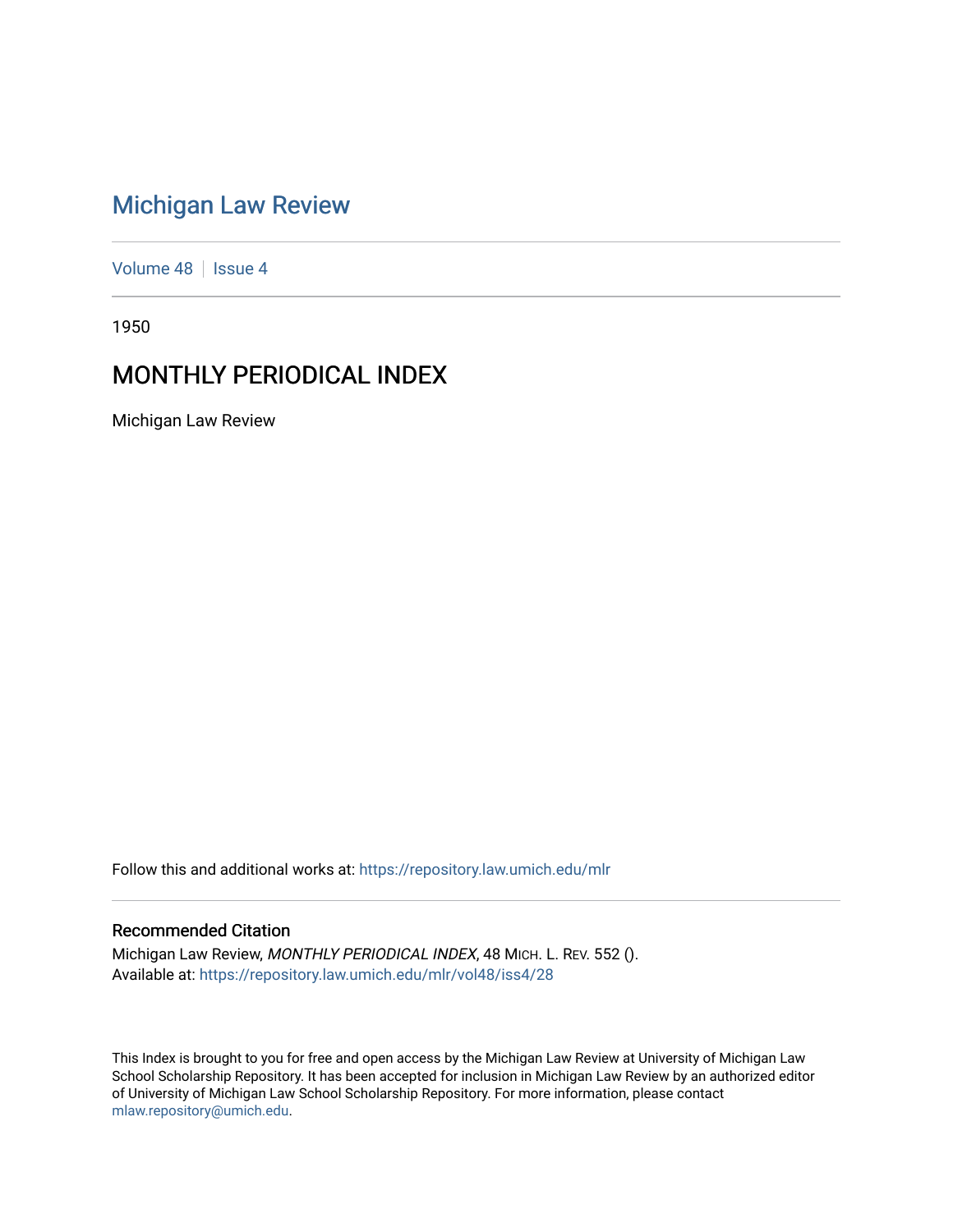# Michigan Law Review

Volume 48 | Issue 4

1950

## MONTHLY PERIODICAL INDEX

Michigan Law Review

Follow this and additional works at: https://repository.law.umich.edu/mlr

### Recommended Citation

Michigan Law Review, *MONTHLY PERIODICAL INDEX*, 48 MICH. L. REV. 552 ().
Available at: https://repository.law.umich.edu/mlr/vol48/iss4/28

This Index is brought to you for free and open access by the Michigan Law Review at University of Michigan Law School Scholarship Repository. It has been accepted for inclusion in Michigan Law Review by an authorized editor of University of Michigan Law School Scholarship Repository. For more information, please contact mlaw.repository@umich.edu.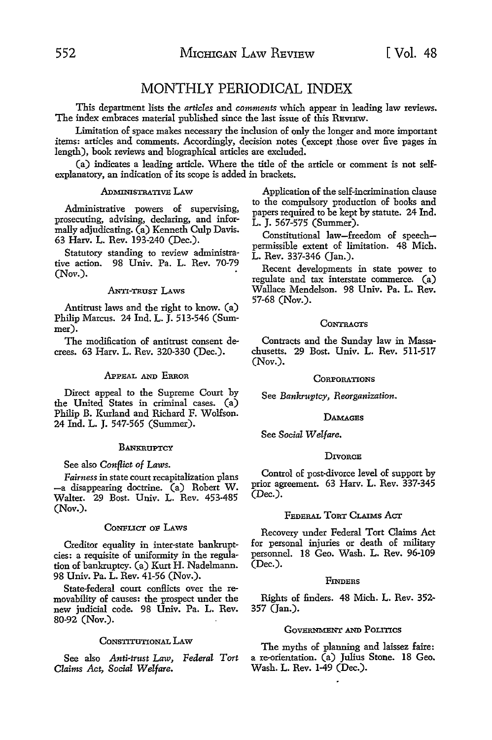# MONTHLY PERIODICAL INDEX

This department lists the *articles* and *comments* which appear in leading law reviews. The index embraces material published since the last issue of this REVIEW.

Limitation of space makes necessary the inclusion of only the longer and more important items: articles and comments. Accordingly, decision notes (except those over five pages in length), book reviews and biographical articles are excluded.

(a) indicates a leading article. Where the title of the article or comment is not self-explanatory, an indication of its scope is added in brackets.

### ADMINISTRATIVE LAW

Administrative powers of supervising, prosecuting, advising, declaring, and informally adjudicating. (a) Kenneth Culp Davis. 63 Harv. L. Rev. 193-240 (Dec.).

Statutory standing to review administrative action. 98 Univ. Pa. L. Rev. 70-79 (Nov.).

### ANTI-TRUST LAWS

Antitrust laws and the right to know. (a) Philip Marcus. 24 Ind. L. J. 513-546 (Summer).

The modification of antitrust consent decrees. 63 Harv. L. Rev. 320-330 (Dec.).

### APPEAL AND ERROR

Direct appeal to the Supreme Court by the United States in criminal cases. (a) Philip B. Kurland and Richard F. Wolfson. 24 Ind. L. J. 547-565 (Summer).

### BANKRUPTCY

See also *Conflict of Laws.*

*Fairness* in state court recapitalization plans —a disappearing doctrine. (a) Robert W. Walter. 29 Bost. Univ. L. Rev. 453-485 (Nov.).

### CONFLICT OF LAWS

Creditor equality in inter-state bankruptcies: a requisite of uniformity in the regulation of bankruptcy. (a) Kurt H. Nadelmann. 98 Univ. Pa. L. Rev. 41-56 (Nov.).

State-federal court conflicts over the removability of causes: the prospect under the new judicial code. 98 Univ. Pa. L. Rev. 80-92 (Nov.).

### CONSTITUTIONAL LAW

See also *Anti-trust Law, Federal Tort Claims Act, Social Welfare.*

Application of the self-incrimination clause to the compulsory production of books and papers required to be kept by statute. 24 Ind. L. J. 567-575 (Summer).

Constitutional law—freedom of speech—permissible extent of limitation. 48 Mich. L. Rev. 337-346 (Jan.).

Recent developments in state power to regulate and tax interstate commerce. (a) Wallace Mendelson. 98 Univ. Pa. L. Rev. 57-68 (Nov.).

### CONTRACTS

Contracts and the Sunday law in Massachusetts. 29 Bost. Univ. L. Rev. 511-517 (Nov.).

### CORPORATIONS

See *Bankruptcy, Reorganization.*

### DAMAGES

See *Social Welfare.*

### DIVORCE

Control of post-divorce level of support by prior agreement. 63 Harv. L. Rev. 337-345 (Dec.).

### FEDERAL TORT CLAIMS ACT

Recovery under Federal Tort Claims Act for personal injuries or death of military personnel. 18 Geo. Wash. L. Rev. 96-109 (Dec.).

### FINDERS

Rights of finders. 48 Mich. L. Rev. 352-357 (Jan.).

### GOVERNMENT AND POLITICS

The myths of planning and laissez faire: a re-orientation. (a) Julius Stone. 18 Geo. Wash. L. Rev. 1-49 (Dec.).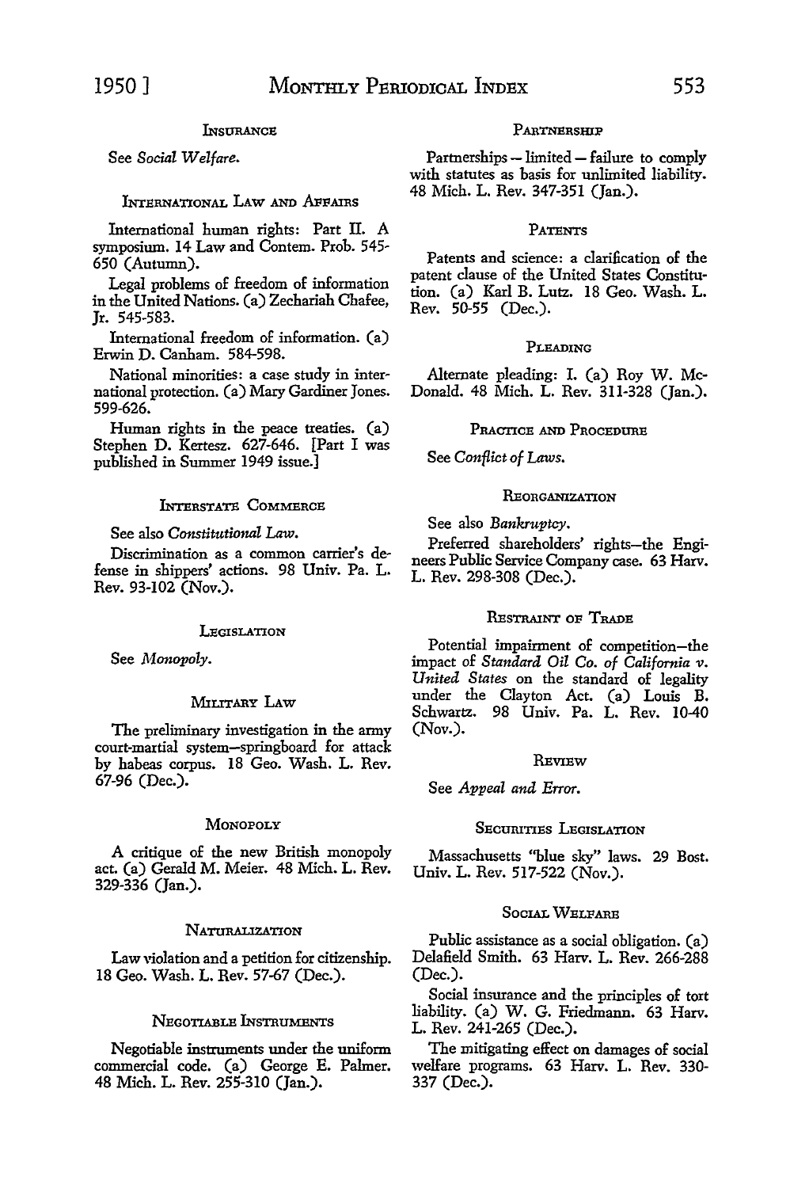### INSURANCE

See *Social Welfare.*

### INTERNATIONAL LAW AND AFFAIRS

International human rights: Part II. A symposium. 14 Law and Contem. Prob. 545-650 (Autumn).

Legal problems of freedom of information in the United Nations. (a) Zechariah Chafee, Jr. 545-583.

International freedom of information. (a) Erwin D. Canham. 584-598.

National minorities: a case study in international protection. (a) Mary Gardiner Jones. 599-626.

Human rights in the peace treaties. (a) Stephen D. Kertesz. 627-646. [Part I was published in Summer 1949 issue.]

### INTERSTATE COMMERCE

See also *Constitutional Law.*

Discrimination as a common carrier's defense in shippers' actions. 98 Univ. Pa. L. Rev. 93-102 (Nov.).

### LEGISLATION

See *Monopoly.*

### MILITARY LAW

The preliminary investigation in the army court-martial system—springboard for attack by habeas corpus. 18 Geo. Wash. L. Rev. 67-96 (Dec.).

### MONOPOLY

A critique of the new British monopoly act. (a) Gerald M. Meier. 48 Mich. L. Rev. 329-336 (Jan.).

### NATURALIZATION

Law violation and a petition for citizenship. 18 Geo. Wash. L. Rev. 57-67 (Dec.).

### NEGOTIABLE INSTRUMENTS

Negotiable instruments under the uniform commercial code. (a) George E. Palmer. 48 Mich. L. Rev. 255-310 (Jan.).

### PARTNERSHIP

Partnerships — limited — failure to comply with statutes as basis for unlimited liability. 48 Mich. L. Rev. 347-351 (Jan.).

### PATENTS

Patents and science: a clarification of the patent clause of the United States Constitution. (a) Karl B. Lutz. 18 Geo. Wash. L. Rev. 50-55 (Dec.).

### PLEADING

Alternate pleading: I. (a) Roy W. McDonald. 48 Mich. L. Rev. 311-328 (Jan.).

### PRACTICE AND PROCEDURE

See *Conflict of Laws.*

### REORGANIZATION

See also *Bankruptcy.*

Preferred shareholders' rights—the Engineers Public Service Company case. 63 Harv. L. Rev. 298-308 (Dec.).

### RESTRAINT OF TRADE

Potential impairment of competition—the impact of *Standard Oil Co. of California v. United States* on the standard of legality under the Clayton Act. (a) Louis B. Schwartz. 98 Univ. Pa. L. Rev. 10-40 (Nov.).

### REVIEW

See *Appeal and Error.*

### SECURITIES LEGISLATION

Massachusetts "blue sky" laws. 29 Bost. Univ. L. Rev. 517-522 (Nov.).

### SOCIAL WELFARE

Public assistance as a social obligation. (a) Delafield Smith. 63 Harv. L. Rev. 266-288 (Dec.).

Social insurance and the principles of tort liability. (a) W. G. Friedmann. 63 Harv. L. Rev. 241-265 (Dec.).

The mitigating effect on damages of social welfare programs. 63 Harv. L. Rev. 330-337 (Dec.).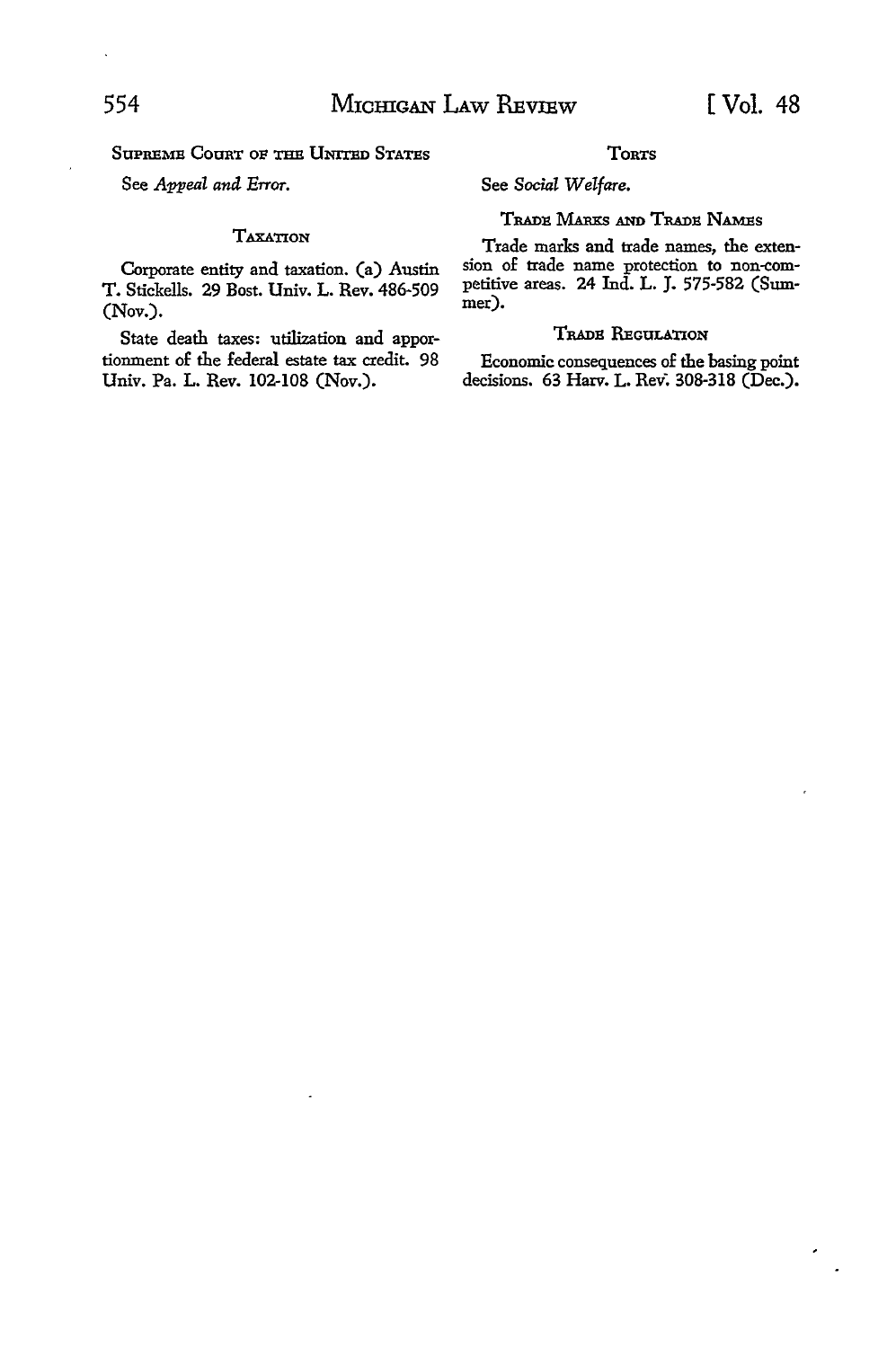### Supreme Court of the United States

See *Appeal and Error.*

### Taxation

Corporate entity and taxation. (a) Austin T. Stickells. 29 Bost. Univ. L. Rev. 486-509 (Nov.).

State death taxes: utilization and apportionment of the federal estate tax credit. 98 Univ. Pa. L. Rev. 102-108 (Nov.).

### Torts

See *Social Welfare.*

### Trade Marks and Trade Names

Trade marks and trade names, the extension of trade name protection to non-competitive areas. 24 Ind. L. J. 575-582 (Summer).

### Trade Regulation

Economic consequences of the basing point decisions. 63 Harv. L. Rev. 308-318 (Dec.).